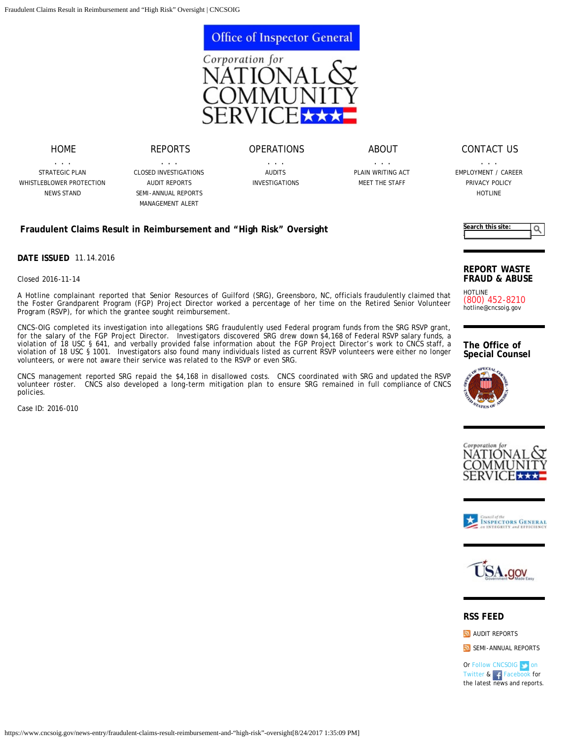# Fraudulent Claims Result in Reimbursement and "High Risk" Oversight

**DATE ISSUED** 11.14.2016

Closed 2016-11-14

A Hotline complainant reported that Senior Resources of Guilford (SRG), Greensboro, NC, officials fraudulently claimed that the Foster Grandparent Program (FGP) Project Director worked a percentage of her time on the Retired Senior Volunteer Program (RSVP), for which the grantee sought reimbursement.

CNCS-OIG completed its investigation into allegations SRG fraudulently used Federal program funds from the SRG RSVP grant, for the salary of the FGP Project Director. Investigators discovered SRG drew down $4,168 of Federal RSVP salary funds, a violation of 18 USC § 641, and verbally provided false information about the FGP Project Director's work to CNCS staff, a violation of 18 USC § 1001. Investigators also found many individuals listed as current RSVP volunteers were either no longer volunteers, or were not aware their service was related to the RSVP or even SRG.

CNCS management reported SRG repaid the $4,168 in disallowed costs. CNCS coordinated with SRG and updated the RSVP volunteer roster. CNCS also developed a long-term mitigation plan to ensure SRG remained in full compliance of CNCS policies.

Case ID: 2016-010

## REPORT WASTE FRAUD & ABUSE

HOTLINE
(800) 452-8210
hotline@cncsoig.gov

## The Office of Special Counsel

## RSS FEED

AUDIT REPORTS

SEMI-ANNUAL REPORTS

Or Follow CNCSOIG on Twitter & Facebook for the latest news and reports.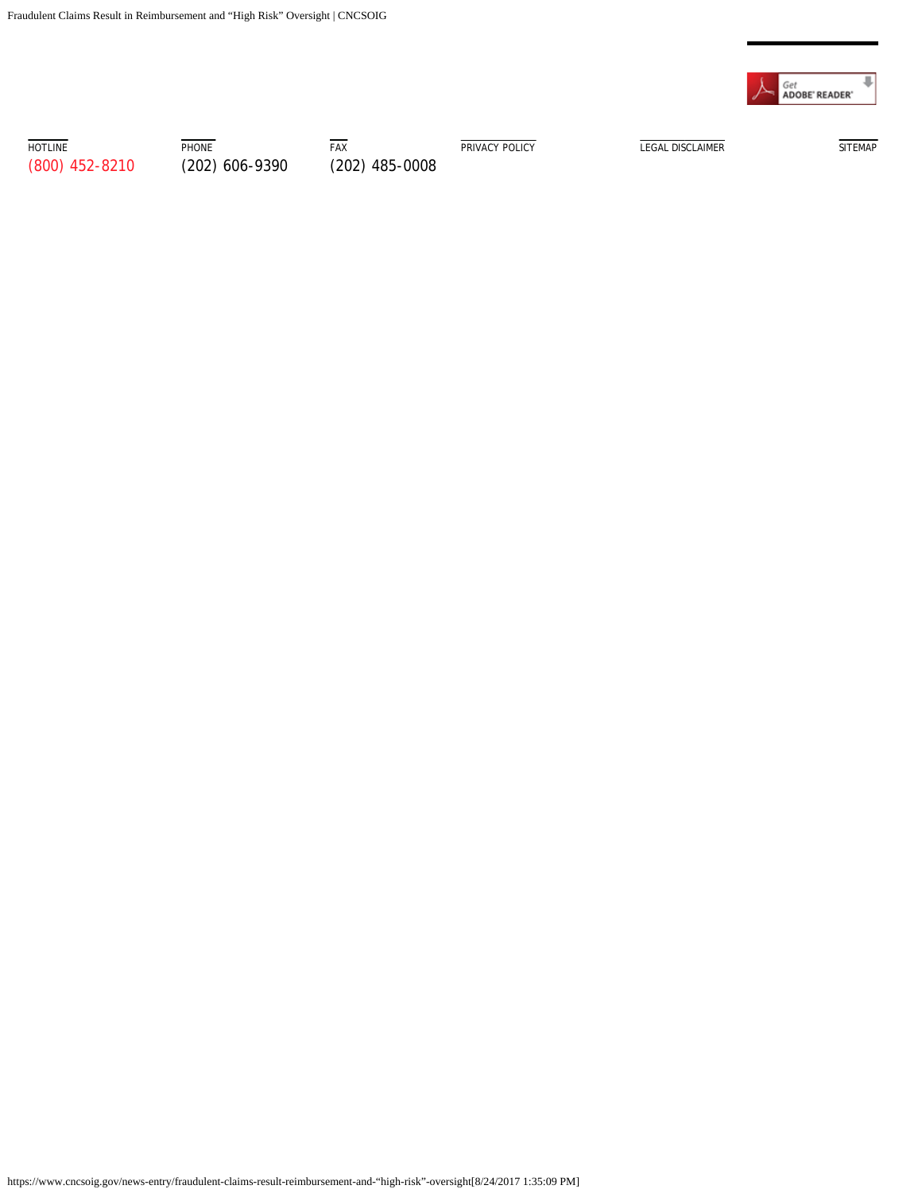Get ADOBE® READER®

HOTLINE
(800) 452-8210

PHONE
(202) 606-9390

FAX
(202) 485-0008

PRIVACY POLICY

LEGAL DISCLAIMER

SITEMAP